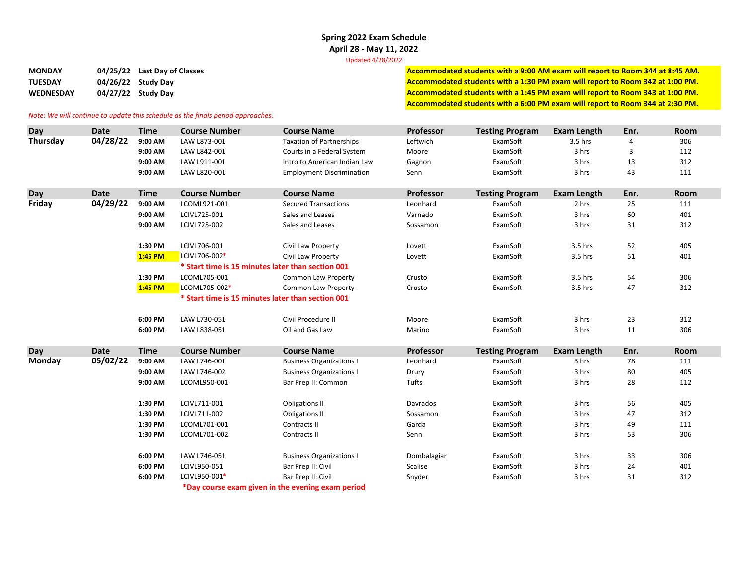## Spring 2022 Exam Schedule
## April 28 - May 11, 2022

Updated 4/28/2022

| | | |
|---|---|---|
| **MONDAY** | **04/25/22** | **Last Day of Classes** |
| **TUESDAY** | **04/26/22** | **Study Day** |
| **WEDNESDAY** | **04/27/22** | **Study Day** |

**Accommodated students with a 9:00 AM exam will report to Room 344 at 8:45 AM.**
**Accommodated students with a 1:30 PM exam will report to Room 342 at 1:00 PM.**
**Accommodated students with a 1:45 PM exam will report to Room 343 at 1:00 PM.**
**Accommodated students with a 6:00 PM exam will report to Room 344 at 2:30 PM.**

*Note: We will continue to update this schedule as the finals period approaches.*

| Day | Date | Time | Course Number | Course Name | Professor | Testing Program | Exam Length | Enr. | Room |
|---|---|---|---|---|---|---|---|---|---|
| **Thursday** | **04/28/22** | **9:00 AM** | LAW L873-001 | Taxation of Partnerships | Leftwich | ExamSoft | 3.5 hrs | 4 | 306 |
| | | **9:00 AM** | LAW L842-001 | Courts in a Federal System | Moore | ExamSoft | 3 hrs | 3 | 112 |
| | | **9:00 AM** | LAW L911-001 | Intro to American Indian Law | Gagnon | ExamSoft | 3 hrs | 13 | 312 |
| | | **9:00 AM** | LAW L820-001 | Employment Discrimination | Senn | ExamSoft | 3 hrs | 43 | 111 |

| Day | Date | Time | Course Number | Course Name | Professor | Testing Program | Exam Length | Enr. | Room |
|---|---|---|---|---|---|---|---|---|---|
| **Friday** | **04/29/22** | **9:00 AM** | LCOML921-001 | Secured Transactions | Leonhard | ExamSoft | 2 hrs | 25 | 111 |
| | | **9:00 AM** | LCIVL725-001 | Sales and Leases | Varnado | ExamSoft | 3 hrs | 60 | 401 |
| | | **9:00 AM** | LCIVL725-002 | Sales and Leases | Sossamon | ExamSoft | 3 hrs | 31 | 312 |
| | | | | | | | | | |
| | | **1:30 PM** | LCIVL706-001 | Civil Law Property | Lovett | ExamSoft | 3.5 hrs | 52 | 405 |
| | | **1:45 PM** | LCIVL706-002* | Civil Law Property | Lovett | ExamSoft | 3.5 hrs | 51 | 401 |
| | | | **\* Start time is 15 minutes later than section 001** | | | | | | |
| | | **1:30 PM** | LCOML705-001 | Common Law Property | Crusto | ExamSoft | 3.5 hrs | 54 | 306 |
| | | **1:45 PM** | LCOML705-002* | Common Law Property | Crusto | ExamSoft | 3.5 hrs | 47 | 312 |
| | | | **\* Start time is 15 minutes later than section 001** | | | | | | |
| | | | | | | | | | |
| | | **6:00 PM** | LAW L730-051 | Civil Procedure II | Moore | ExamSoft | 3 hrs | 23 | 312 |
| | | **6:00 PM** | LAW L838-051 | Oil and Gas Law | Marino | ExamSoft | 3 hrs | 11 | 306 |

| Day | Date | Time | Course Number | Course Name | Professor | Testing Program | Exam Length | Enr. | Room |
|---|---|---|---|---|---|---|---|---|---|
| **Monday** | **05/02/22** | **9:00 AM** | LAW L746-001 | Business Organizations I | Leonhard | ExamSoft | 3 hrs | 78 | 111 |
| | | **9:00 AM** | LAW L746-002 | Business Organizations I | Drury | ExamSoft | 3 hrs | 80 | 405 |
| | | **9:00 AM** | LCOML950-001 | Bar Prep II: Common | Tufts | ExamSoft | 3 hrs | 28 | 112 |
| | | | | | | | | | |
| | | **1:30 PM** | LCIVL711-001 | Obligations II | Davrados | ExamSoft | 3 hrs | 56 | 405 |
| | | **1:30 PM** | LCIVL711-002 | Obligations II | Sossamon | ExamSoft | 3 hrs | 47 | 312 |
| | | **1:30 PM** | LCOML701-001 | Contracts II | Garda | ExamSoft | 3 hrs | 49 | 111 |
| | | **1:30 PM** | LCOML701-002 | Contracts II | Senn | ExamSoft | 3 hrs | 53 | 306 |
| | | | | | | | | | |
| | | **6:00 PM** | LAW L746-051 | Business Organizations I | Dombalagian | ExamSoft | 3 hrs | 33 | 306 |
| | | **6:00 PM** | LCIVL950-051 | Bar Prep II: Civil | Scalise | ExamSoft | 3 hrs | 24 | 401 |
| | | **6:00 PM** | LCIVL950-001* | Bar Prep II: Civil | Snyder | ExamSoft | 3 hrs | 31 | 312 |
| | | | **\*Day course exam given in the evening exam period** | | | | | | |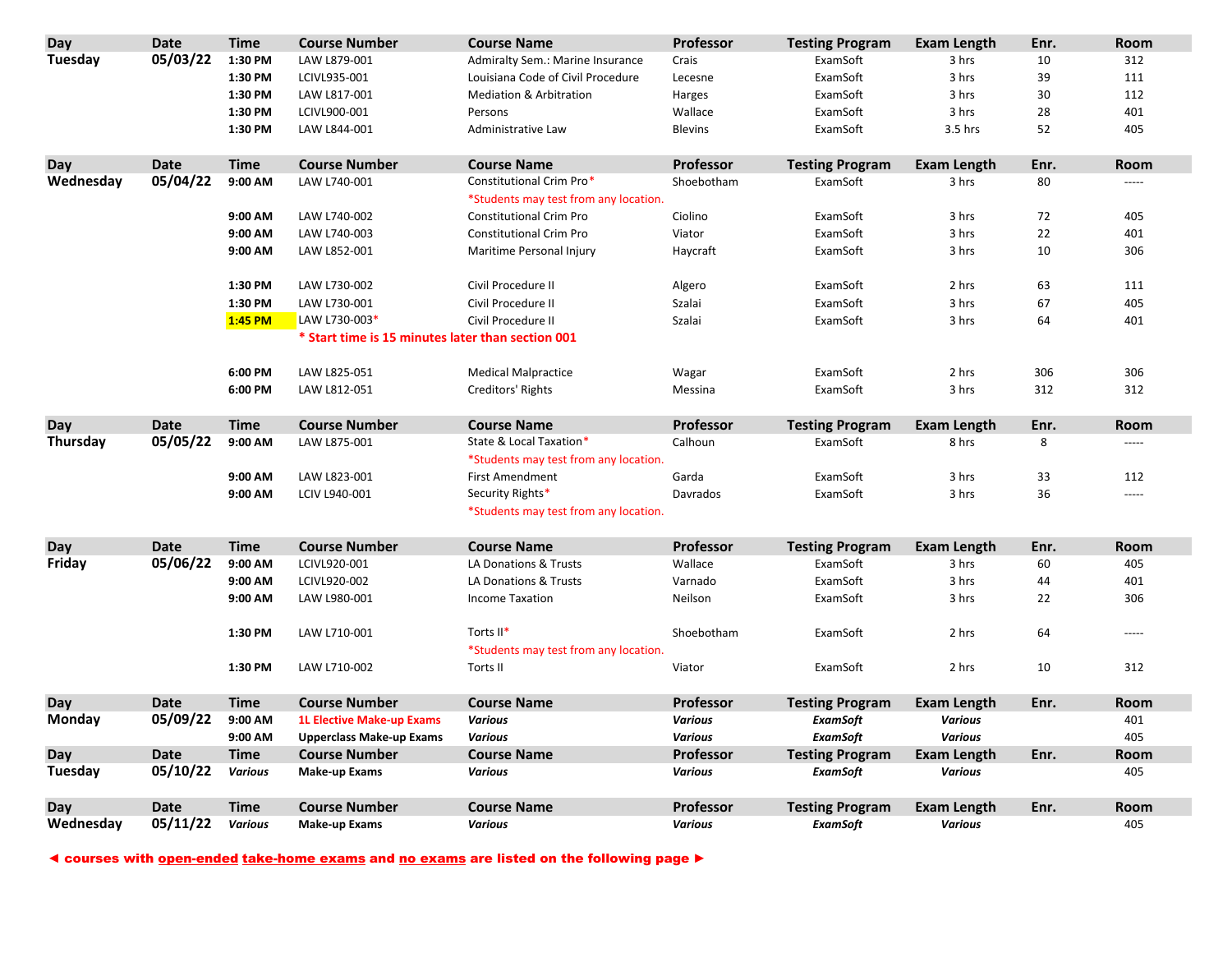| Day | Date | Time | Course Number | Course Name | Professor | Testing Program | Exam Length | Enr. | Room |
|---|---|---|---|---|---|---|---|---|---|
| **Tuesday** | **05/03/22** | **1:30 PM** | LAW L879-001 | Admiralty Sem.: Marine Insurance | Crais | ExamSoft | 3 hrs | 10 | 312 |
| | | **1:30 PM** | LCIVL935-001 | Louisiana Code of Civil Procedure | Lecesne | ExamSoft | 3 hrs | 39 | 111 |
| | | **1:30 PM** | LAW L817-001 | Mediation & Arbitration | Harges | ExamSoft | 3 hrs | 30 | 112 |
| | | **1:30 PM** | LCIVL900-001 | Persons | Wallace | ExamSoft | 3 hrs | 28 | 401 |
| | | **1:30 PM** | LAW L844-001 | Administrative Law | Blevins | ExamSoft | 3.5 hrs | 52 | 405 |

| Day | Date | Time | Course Number | Course Name | Professor | Testing Program | Exam Length | Enr. | Room |
|---|---|---|---|---|---|---|---|---|---|
| **Wednesday** | **05/04/22** | **9:00 AM** | LAW L740-001 | Constitutional Crim Pro* *Students may test from any location. | Shoebotham | ExamSoft | 3 hrs | 80 | ----- |
| | | **9:00 AM** | LAW L740-002 | Constitutional Crim Pro | Ciolino | ExamSoft | 3 hrs | 72 | 405 |
| | | **9:00 AM** | LAW L740-003 | Constitutional Crim Pro | Viator | ExamSoft | 3 hrs | 22 | 401 |
| | | **9:00 AM** | LAW L852-001 | Maritime Personal Injury | Haycraft | ExamSoft | 3 hrs | 10 | 306 |
| | | **1:30 PM** | LAW L730-002 | Civil Procedure II | Algero | ExamSoft | 2 hrs | 63 | 111 |
| | | **1:30 PM** | LAW L730-001 | Civil Procedure II | Szalai | ExamSoft | 3 hrs | 67 | 405 |
| | | **1:45 PM** | LAW L730-003* **\* Start time is 15 minutes later than section 001** | Civil Procedure II | Szalai | ExamSoft | 3 hrs | 64 | 401 |
| | | **6:00 PM** | LAW L825-051 | Medical Malpractice | Wagar | ExamSoft | 2 hrs | 306 | 306 |
| | | **6:00 PM** | LAW L812-051 | Creditors' Rights | Messina | ExamSoft | 3 hrs | 312 | 312 |

| Day | Date | Time | Course Number | Course Name | Professor | Testing Program | Exam Length | Enr. | Room |
|---|---|---|---|---|---|---|---|---|---|
| **Thursday** | **05/05/22** | **9:00 AM** | LAW L875-001 | State & Local Taxation* *Students may test from any location. | Calhoun | ExamSoft | 8 hrs | 8 | ----- |
| | | **9:00 AM** | LAW L823-001 | First Amendment | Garda | ExamSoft | 3 hrs | 33 | 112 |
| | | **9:00 AM** | LCIV L940-001 | Security Rights* *Students may test from any location. | Davrados | ExamSoft | 3 hrs | 36 | ----- |

| Day | Date | Time | Course Number | Course Name | Professor | Testing Program | Exam Length | Enr. | Room |
|---|---|---|---|---|---|---|---|---|---|
| **Friday** | **05/06/22** | **9:00 AM** | LCIVL920-001 | LA Donations & Trusts | Wallace | ExamSoft | 3 hrs | 60 | 405 |
| | | **9:00 AM** | LCIVL920-002 | LA Donations & Trusts | Varnado | ExamSoft | 3 hrs | 44 | 401 |
| | | **9:00 AM** | LAW L980-001 | Income Taxation | Neilson | ExamSoft | 3 hrs | 22 | 306 |
| | | **1:30 PM** | LAW L710-001 | Torts II* *Students may test from any location. | Shoebotham | ExamSoft | 2 hrs | 64 | ----- |
| | | **1:30 PM** | LAW L710-002 | Torts II | Viator | ExamSoft | 2 hrs | 10 | 312 |

| Day | Date | Time | Course Number | Course Name | Professor | Testing Program | Exam Length | Enr. | Room |
|---|---|---|---|---|---|---|---|---|---|
| **Monday** | **05/09/22** | **9:00 AM** | **1L Elective Make-up Exams** | ***Various*** | ***Various*** | ***ExamSoft*** | ***Various*** | | 401 |
| | | **9:00 AM** | **Upperclass Make-up Exams** | ***Various*** | ***Various*** | ***ExamSoft*** | ***Various*** | | 405 |

| Day | Date | Time | Course Number | Course Name | Professor | Testing Program | Exam Length | Enr. | Room |
|---|---|---|---|---|---|---|---|---|---|
| **Tuesday** | **05/10/22** | ***Various*** | **Make-up Exams** | ***Various*** | ***Various*** | ***ExamSoft*** | ***Various*** | | 405 |

| Day | Date | Time | Course Number | Course Name | Professor | Testing Program | Exam Length | Enr. | Room |
|---|---|---|---|---|---|---|---|---|---|
| **Wednesday** | **05/11/22** | ***Various*** | **Make-up Exams** | ***Various*** | ***Various*** | ***ExamSoft*** | ***Various*** | | 405 |

**◄ courses with open-ended take-home exams and no exams are listed on the following page ►**